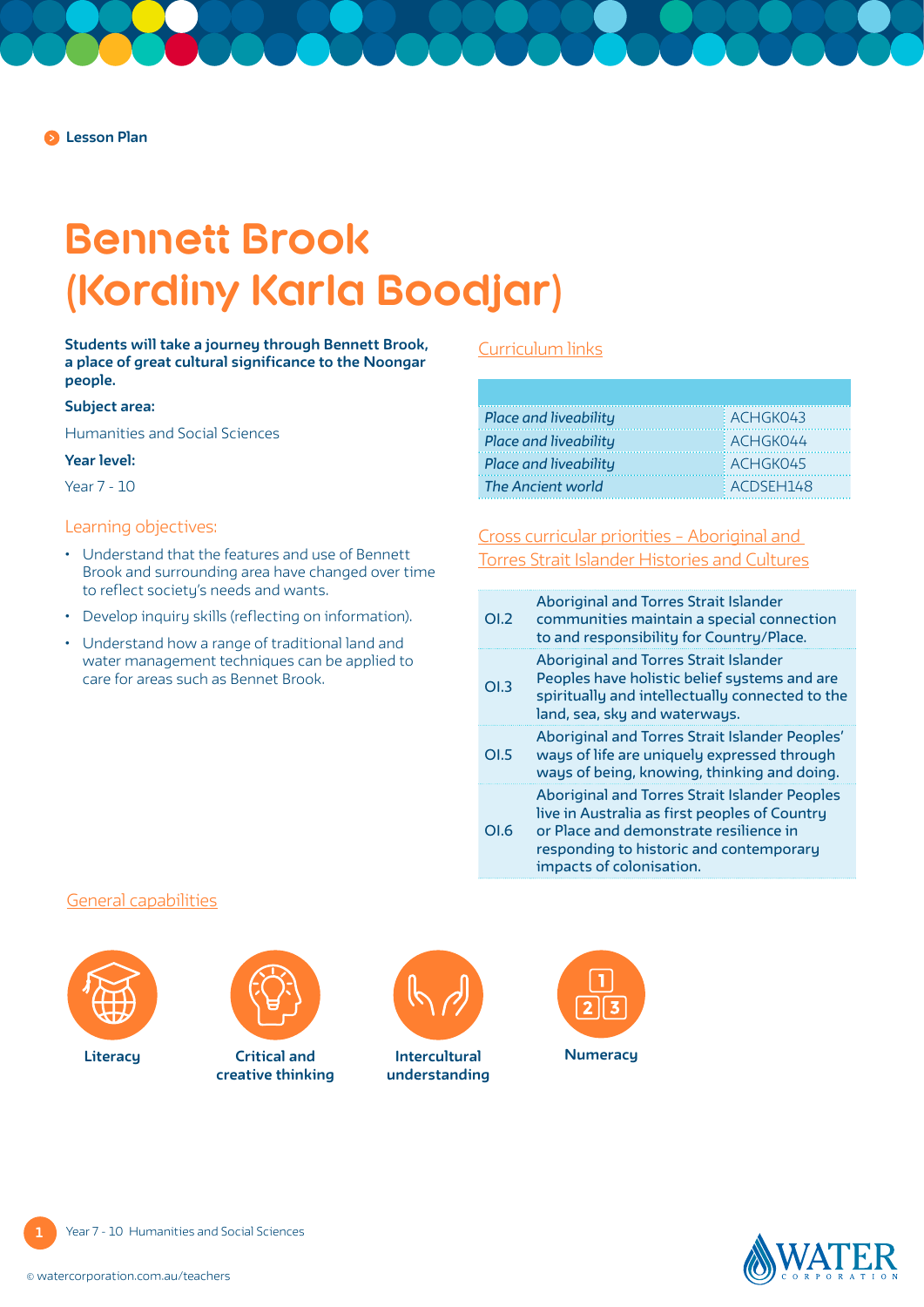Lesson Plan

# Bennett Brook (Kordiny Karla Boodjar)

**Students will take a journey through Bennett Brook, a place of great cultural significance to the Noongar people.**

**Subject area:**

Humanities and Social Sciences

**Year level:**

Year 7 - 10

## Learning objectives:

- Understand that the features and use of Bennett Brook and surrounding area have changed over time to reflect society's needs and wants.
- Develop inquiry skills (reflecting on information).
- Understand how a range of traditional land and water management techniques can be applied to care for areas such as Bennet Brook.

## Curriculum links

| | |
|---|---|
| *Place and liveability* | ACHGK043 |
| *Place and liveability* | ACHGK044 |
| *Place and liveability* | ACHGK045 |
| *The Ancient world* | ACDSEH148 |

## Cross curricular priorities – Aboriginal and Torres Strait Islander Histories and Cultures

| | |
|---|---|
| OI.2 | Aboriginal and Torres Strait Islander communities maintain a special connection to and responsibility for Country/Place. |
| OI.3 | Aboriginal and Torres Strait Islander Peoples have holistic belief systems and are spiritually and intellectually connected to the land, sea, sky and waterways. |
| OI.5 | Aboriginal and Torres Strait Islander Peoples' ways of life are uniquely expressed through ways of being, knowing, thinking and doing. |
| OI.6 | Aboriginal and Torres Strait Islander Peoples live in Australia as first peoples of Country or Place and demonstrate resilience in responding to historic and contemporary impacts of colonisation. |

## General capabilities

- Literacy
- Critical and creative thinking
- Intercultural understanding
- Numeracy

© watercorporation.com.au/teachers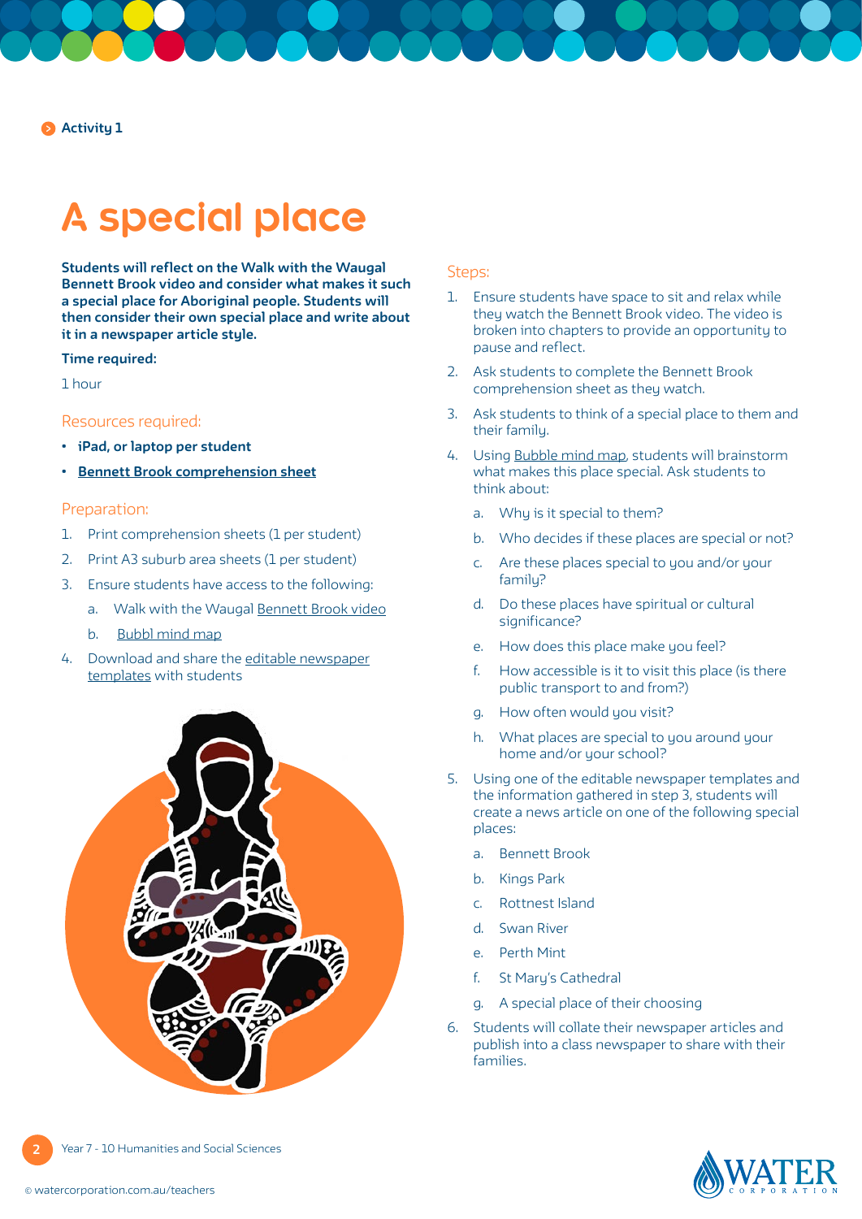Activity 1

# A special place

**Students will reflect on the Walk with the Waugal Bennett Brook video and consider what makes it such a special place for Aboriginal people. Students will then consider their own special place and write about it in a newspaper article style.**

**Time required:**

1 hour

## Resources required:

- **iPad, or laptop per student**
- **Bennett Brook comprehension sheet**

## Preparation:

1. Print comprehension sheets (1 per student)
2. Print A3 suburb area sheets (1 per student)
3. Ensure students have access to the following:
   a. Walk with the Waugal Bennett Brook video
   b. Bubbl mind map
4. Download and share the editable newspaper templates with students

## Steps:

1. Ensure students have space to sit and relax while they watch the Bennett Brook video. The video is broken into chapters to provide an opportunity to pause and reflect.
2. Ask students to complete the Bennett Brook comprehension sheet as they watch.
3. Ask students to think of a special place to them and their family.
4. Using Bubble mind map, students will brainstorm what makes this place special. Ask students to think about:
   a. Why is it special to them?
   b. Who decides if these places are special or not?
   c. Are these places special to you and/or your family?
   d. Do these places have spiritual or cultural significance?
   e. How does this place make you feel?
   f. How accessible is it to visit this place (is there public transport to and from?)
   g. How often would you visit?
   h. What places are special to you around your home and/or your school?
5. Using one of the editable newspaper templates and the information gathered in step 3, students will create a news article on one of the following special places:
   a. Bennett Brook
   b. Kings Park
   c. Rottnest Island
   d. Swan River
   e. Perth Mint
   f. St Mary's Cathedral
   g. A special place of their choosing
6. Students will collate their newspaper articles and publish into a class newspaper to share with their families.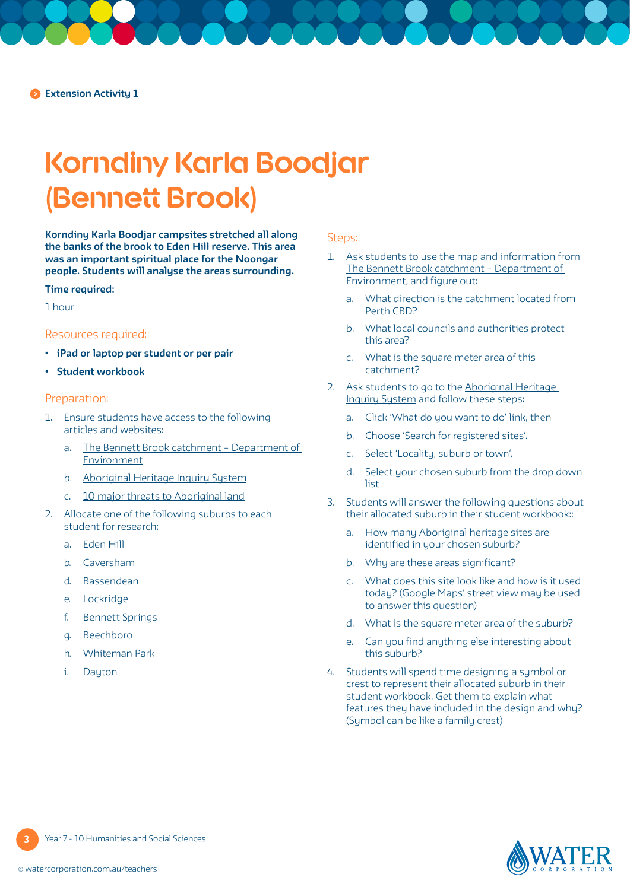Extension Activity 1

# Korndiny Karla Boodjar (Bennett Brook)

**Korndiny Karla Boodjar campsites stretched all along the banks of the brook to Eden Hill reserve. This area was an important spiritual place for the Noongar people. Students will analyse the areas surrounding.**

**Time required:**

1 hour

## Resources required:

- **iPad or laptop per student or per pair**
- **Student workbook**

## Preparation:

1. Ensure students have access to the following articles and websites:
    a. The Bennett Brook catchment - Department of Environment
    b. Aboriginal Heritage Inquiry System
    c. 10 major threats to Aboriginal land
2. Allocate one of the following suburbs to each student for research:
    a. Eden Hill
    b. Caversham
    d. Bassendean
    e, Lockridge
    f. Bennett Springs
    g. Beechboro
    h. Whiteman Park
    i. Dayton

## Steps:

1. Ask students to use the map and information from The Bennett Brook catchment - Department of Environment, and figure out:
    a. What direction is the catchment located from Perth CBD?
    b. What local councils and authorities protect this area?
    c. What is the square meter area of this catchment?
2. Ask students to go to the Aboriginal Heritage Inquiry System and follow these steps:
    a. Click 'What do you want to do' link, then
    b. Choose 'Search for registered sites'.
    c. Select 'Locality, suburb or town',
    d. Select your chosen suburb from the drop down list
3. Students will answer the following questions about their allocated suburb in their student workbook::
    a. How many Aboriginal heritage sites are identified in your chosen suburb?
    b. Why are these areas significant?
    c. What does this site look like and how is it used today? (Google Maps' street view may be used to answer this question)
    d. What is the square meter area of the suburb?
    e. Can you find anything else interesting about this suburb?
4. Students will spend time designing a symbol or crest to represent their allocated suburb in their student workbook. Get them to explain what features they have included in the design and why? (Symbol can be like a family crest)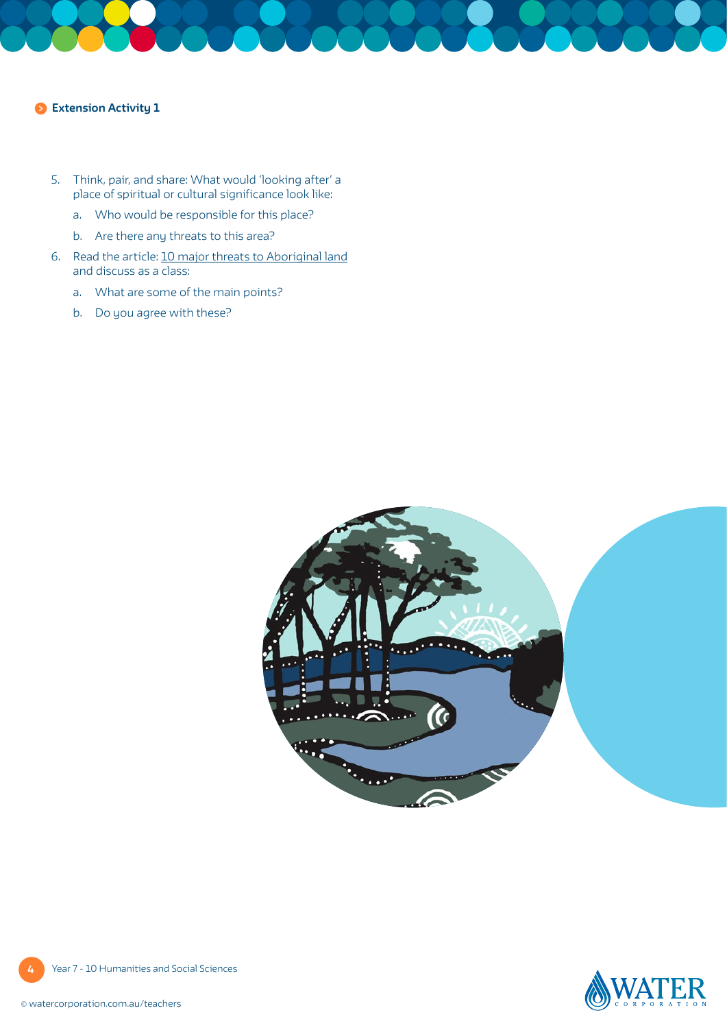## Extension Activity 1

5. Think, pair, and share: What would 'looking after' a place of spiritual or cultural significance look like:
   a. Who would be responsible for this place?
   b. Are there any threats to this area?
6. Read the article: 10 major threats to Aboriginal land and discuss as a class:
   a. What are some of the main points?
   b. Do you agree with these?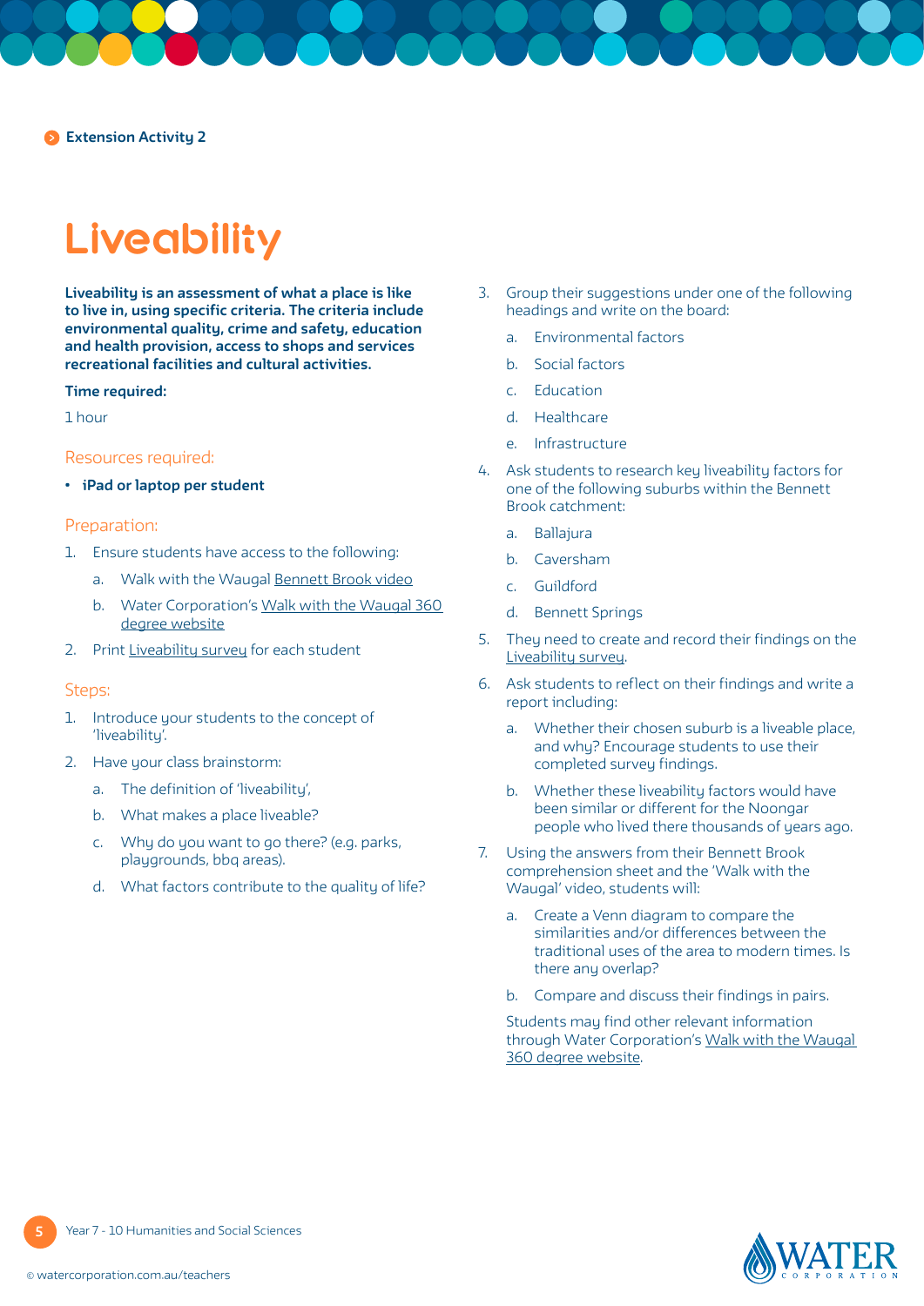Extension Activity 2

# Liveability

**Liveability is an assessment of what a place is like to live in, using specific criteria. The criteria include environmental quality, crime and safety, education and health provision, access to shops and services recreational facilities and cultural activities.**

**Time required:**

1 hour

## Resources required:

- **iPad or laptop per student**

## Preparation:

1. Ensure students have access to the following:
   a. Walk with the Waugal Bennett Brook video
   b. Water Corporation's Walk with the Waugal 360 degree website
2. Print Liveability survey for each student

## Steps:

1. Introduce your students to the concept of 'liveability'.
2. Have your class brainstorm:
   a. The definition of 'liveability',
   b. What makes a place liveable?
   c. Why do you want to go there? (e.g. parks, playgrounds, bbq areas).
   d. What factors contribute to the quality of life?
3. Group their suggestions under one of the following headings and write on the board:
   a. Environmental factors
   b. Social factors
   c. Education
   d. Healthcare
   e. Infrastructure
4. Ask students to research key liveability factors for one of the following suburbs within the Bennett Brook catchment:
   a. Ballajura
   b. Caversham
   c. Guildford
   d. Bennett Springs
5. They need to create and record their findings on the Liveability survey.
6. Ask students to reflect on their findings and write a report including:
   a. Whether their chosen suburb is a liveable place, and why? Encourage students to use their completed survey findings.
   b. Whether these liveability factors would have been similar or different for the Noongar people who lived there thousands of years ago.
7. Using the answers from their Bennett Brook comprehension sheet and the 'Walk with the Waugal' video, students will:
   a. Create a Venn diagram to compare the similarities and/or differences between the traditional uses of the area to modern times. Is there any overlap?
   b. Compare and discuss their findings in pairs.

   Students may find other relevant information through Water Corporation's Walk with the Waugal 360 degree website.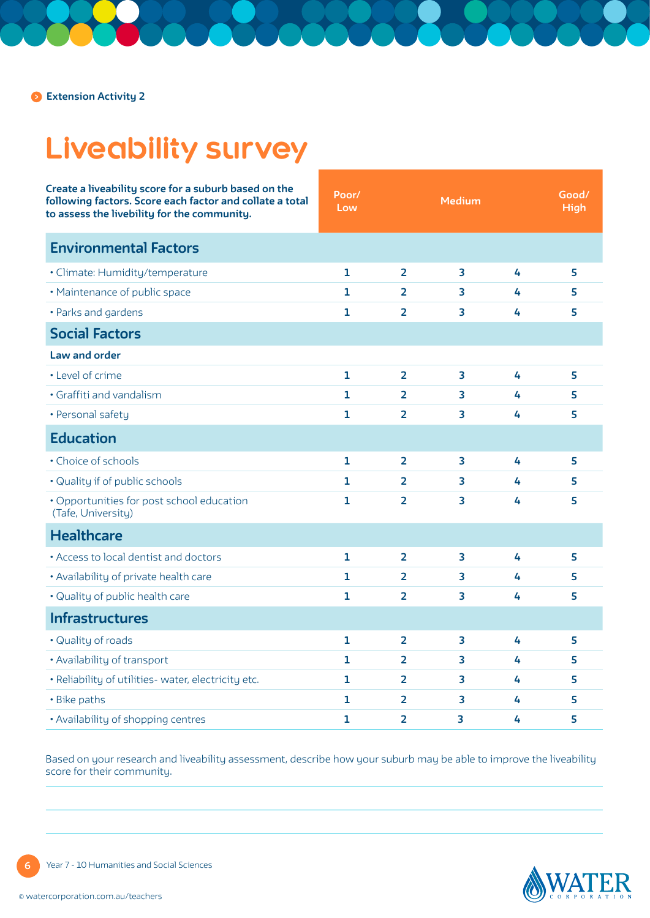Extension Activity 2

# Liveability survey

| Create a liveability score for a suburb based on the following factors. Score each factor and collate a total to assess the livebility for the community. | Poor/ Low | | Medium | | Good/ High |
|---|---|---|---|---|---|
| **Environmental Factors** | | | | | |
| • Climate: Humidity/temperature | 1 | 2 | 3 | 4 | 5 |
| • Maintenance of public space | 1 | 2 | 3 | 4 | 5 |
| • Parks and gardens | 1 | 2 | 3 | 4 | 5 |
| **Social Factors** | | | | | |
| **Law and order** | | | | | |
| • Level of crime | 1 | 2 | 3 | 4 | 5 |
| • Graffiti and vandalism | 1 | 2 | 3 | 4 | 5 |
| • Personal safety | 1 | 2 | 3 | 4 | 5 |
| **Education** | | | | | |
| • Choice of schools | 1 | 2 | 3 | 4 | 5 |
| • Quality if of public schools | 1 | 2 | 3 | 4 | 5 |
| • Opportunities for post school education (Tafe, University) | 1 | 2 | 3 | 4 | 5 |
| **Healthcare** | | | | | |
| • Access to local dentist and doctors | 1 | 2 | 3 | 4 | 5 |
| • Availability of private health care | 1 | 2 | 3 | 4 | 5 |
| • Quality of public health care | 1 | 2 | 3 | 4 | 5 |
| **Infrastructures** | | | | | |
| • Quality of roads | 1 | 2 | 3 | 4 | 5 |
| • Availability of transport | 1 | 2 | 3 | 4 | 5 |
| • Reliability of utilities- water, electricity etc. | 1 | 2 | 3 | 4 | 5 |
| • Bike paths | 1 | 2 | 3 | 4 | 5 |
| • Availability of shopping centres | 1 | 2 | 3 | 4 | 5 |

Based on your research and liveability assessment, describe how your suburb may be able to improve the liveability score for their community.

______________________________________________

______________________________________________

______________________________________________

Year 7 - 10 Humanities and Social Sciences

© watercorporation.com.au/teachers

WATER CORPORATION